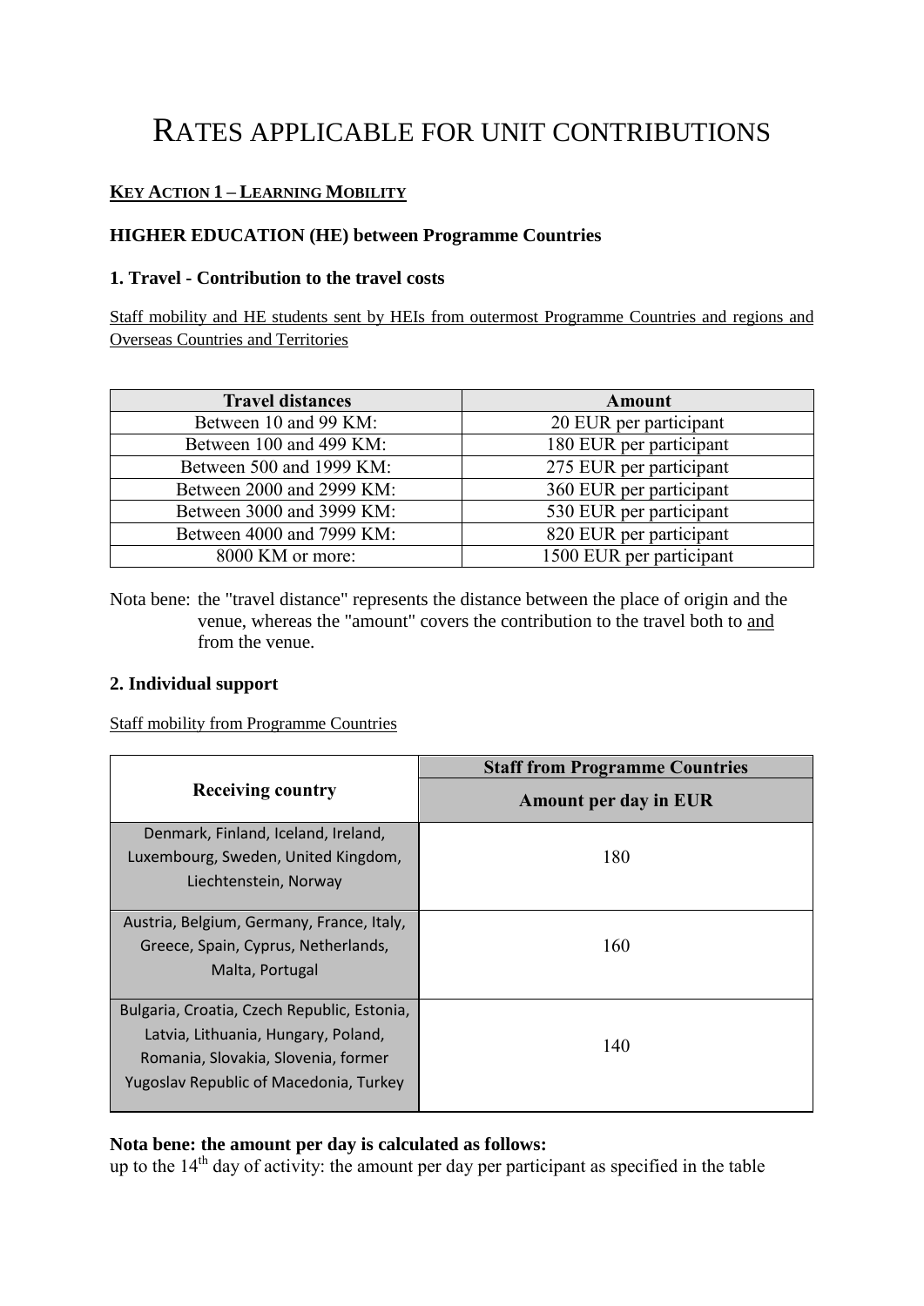# RATES APPLICABLE FOR UNIT CONTRIBUTIONS

## KEY ACTION 1 – LEARNING MOBILITY

### HIGHER EDUCATION (HE) between Programme Countries

### 1. Travel - Contribution to the travel costs

Staff mobility and HE students sent by HEIs from outermost Programme Countries and regions and Overseas Countries and Territories

| Travel distances | Amount |
|---|---|
| Between 10 and 99 KM: | 20 EUR per participant |
| Between 100 and 499 KM: | 180 EUR per participant |
| Between 500 and 1999 KM: | 275 EUR per participant |
| Between 2000 and 2999 KM: | 360 EUR per participant |
| Between 3000 and 3999 KM: | 530 EUR per participant |
| Between 4000 and 7999 KM: | 820 EUR per participant |
| 8000 KM or more: | 1500 EUR per participant |

Nota bene: the "travel distance" represents the distance between the place of origin and the venue, whereas the "amount" covers the contribution to the travel both to and from the venue.

### 2. Individual support

Staff mobility from Programme Countries

| Receiving country | Staff from Programme Countries |
|---|---|
| | Amount per day in EUR |
| Denmark, Finland, Iceland, Ireland, Luxembourg, Sweden, United Kingdom, Liechtenstein, Norway | 180 |
| Austria, Belgium, Germany, France, Italy, Greece, Spain, Cyprus, Netherlands, Malta, Portugal | 160 |
| Bulgaria, Croatia, Czech Republic, Estonia, Latvia, Lithuania, Hungary, Poland, Romania, Slovakia, Slovenia, former Yugoslav Republic of Macedonia, Turkey | 140 |

**Nota bene: the amount per day is calculated as follows:**
up to the 14th day of activity: the amount per day per participant as specified in the table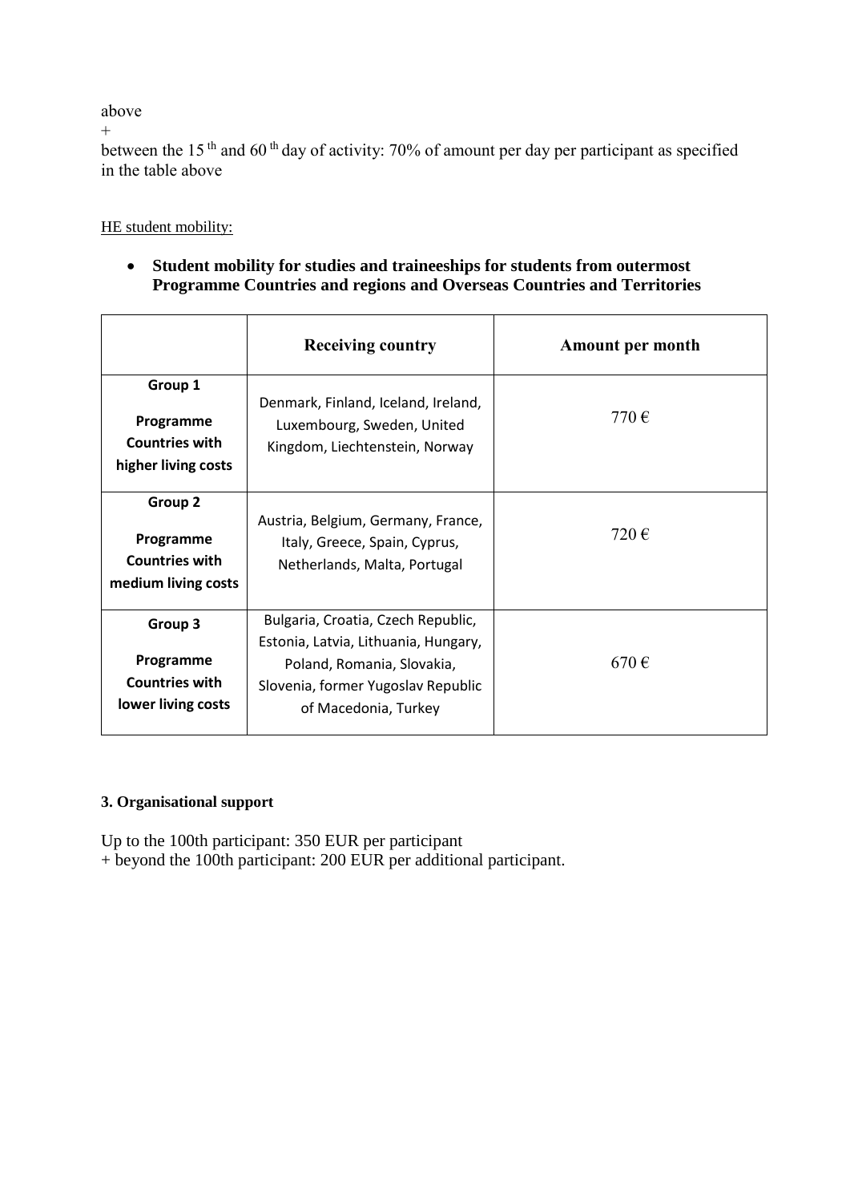above
+
between the 15 th and 60 th day of activity: 70% of amount per day per participant as specified in the table above

HE student mobility:

- **Student mobility for studies and traineeships for students from outermost Programme Countries and regions and Overseas Countries and Territories**

| | Receiving country | Amount per month |
|---|---|---|
| **Group 1 Programme Countries with higher living costs** | Denmark, Finland, Iceland, Ireland, Luxembourg, Sweden, United Kingdom, Liechtenstein, Norway | 770 € |
| **Group 2 Programme Countries with medium living costs** | Austria, Belgium, Germany, France, Italy, Greece, Spain, Cyprus, Netherlands, Malta, Portugal | 720 € |
| **Group 3 Programme Countries with lower living costs** | Bulgaria, Croatia, Czech Republic, Estonia, Latvia, Lithuania, Hungary, Poland, Romania, Slovakia, Slovenia, former Yugoslav Republic of Macedonia, Turkey | 670 € |

### 3. Organisational support

Up to the 100th participant: 350 EUR per participant
+ beyond the 100th participant: 200 EUR per additional participant.